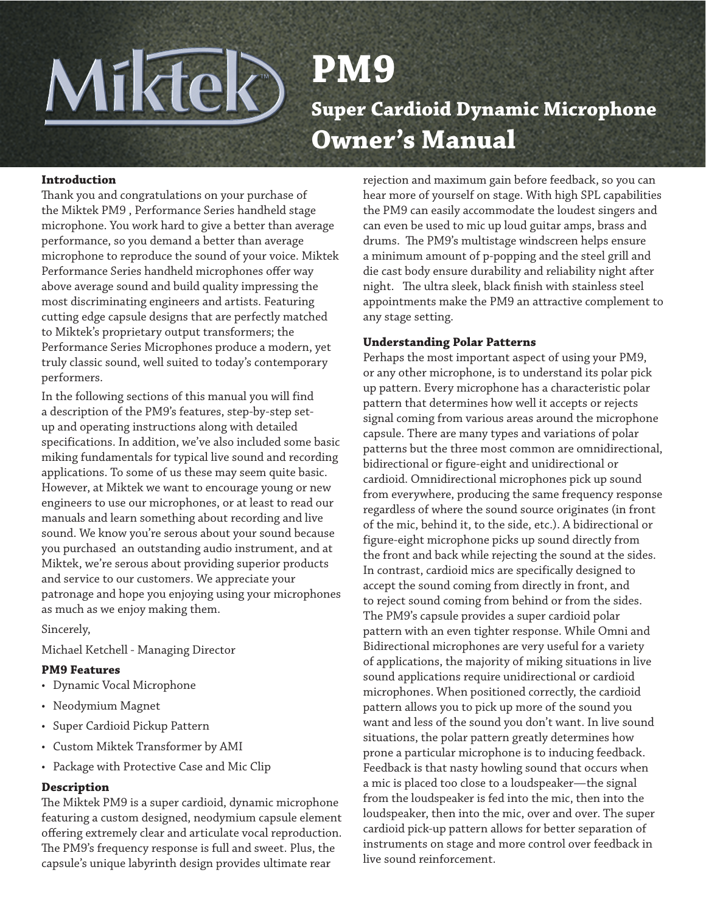# PM9

## Super Cardioid Dynamic Microphone

## Owner's Manual

### Introduction

Thank you and congratulations on your purchase of the Miktek PM9 , Performance Series handheld stage microphone. You work hard to give a better than average performance, so you demand a better than average microphone to reproduce the sound of your voice. Miktek Performance Series handheld microphones offer way above average sound and build quality impressing the most discriminating engineers and artists. Featuring cutting edge capsule designs that are perfectly matched to Miktek's proprietary output transformers; the Performance Series Microphones produce a modern, yet truly classic sound, well suited to today's contemporary performers.

In the following sections of this manual you will find a description of the PM9's features, step-by-step set-up and operating instructions along with detailed specifications. In addition, we've also included some basic miking fundamentals for typical live sound and recording applications. To some of us these may seem quite basic. However, at Miktek we want to encourage young or new engineers to use our microphones, or at least to read our manuals and learn something about recording and live sound. We know you're serous about your sound because you purchased an outstanding audio instrument, and at Miktek, we're serous about providing superior products and service to our customers. We appreciate your patronage and hope you enjoying using your microphones as much as we enjoy making them.

Sincerely,

Michael Ketchell - Managing Director

### PM9 Features

- Dynamic Vocal Microphone
- Neodymium Magnet
- Super Cardioid Pickup Pattern
- Custom Miktek Transformer by AMI
- Package with Protective Case and Mic Clip

### Description

The Miktek PM9 is a super cardioid, dynamic microphone featuring a custom designed, neodymium capsule element offering extremely clear and articulate vocal reproduction. The PM9's frequency response is full and sweet. Plus, the capsule's unique labyrinth design provides ultimate rear rejection and maximum gain before feedback, so you can hear more of yourself on stage. With high SPL capabilities the PM9 can easily accommodate the loudest singers and can even be used to mic up loud guitar amps, brass and drums. The PM9's multistage windscreen helps ensure a minimum amount of p-popping and the steel grill and die cast body ensure durability and reliability night after night. The ultra sleek, black finish with stainless steel appointments make the PM9 an attractive complement to any stage setting.

### Understanding Polar Patterns

Perhaps the most important aspect of using your PM9, or any other microphone, is to understand its polar pick up pattern. Every microphone has a characteristic polar pattern that determines how well it accepts or rejects signal coming from various areas around the microphone capsule. There are many types and variations of polar patterns but the three most common are omnidirectional, bidirectional or figure-eight and unidirectional or cardioid. Omnidirectional microphones pick up sound from everywhere, producing the same frequency response regardless of where the sound source originates (in front of the mic, behind it, to the side, etc.). A bidirectional or figure-eight microphone picks up sound directly from the front and back while rejecting the sound at the sides. In contrast, cardioid mics are specifically designed to accept the sound coming from directly in front, and to reject sound coming from behind or from the sides. The PM9's capsule provides a super cardioid polar pattern with an even tighter response. While Omni and Bidirectional microphones are very useful for a variety of applications, the majority of miking situations in live sound applications require unidirectional or cardioid microphones. When positioned correctly, the cardioid pattern allows you to pick up more of the sound you want and less of the sound you don't want. In live sound situations, the polar pattern greatly determines how prone a particular microphone is to inducing feedback. Feedback is that nasty howling sound that occurs when a mic is placed too close to a loudspeaker—the signal from the loudspeaker is fed into the mic, then into the loudspeaker, then into the mic, over and over. The super cardioid pick-up pattern allows for better separation of instruments on stage and more control over feedback in live sound reinforcement.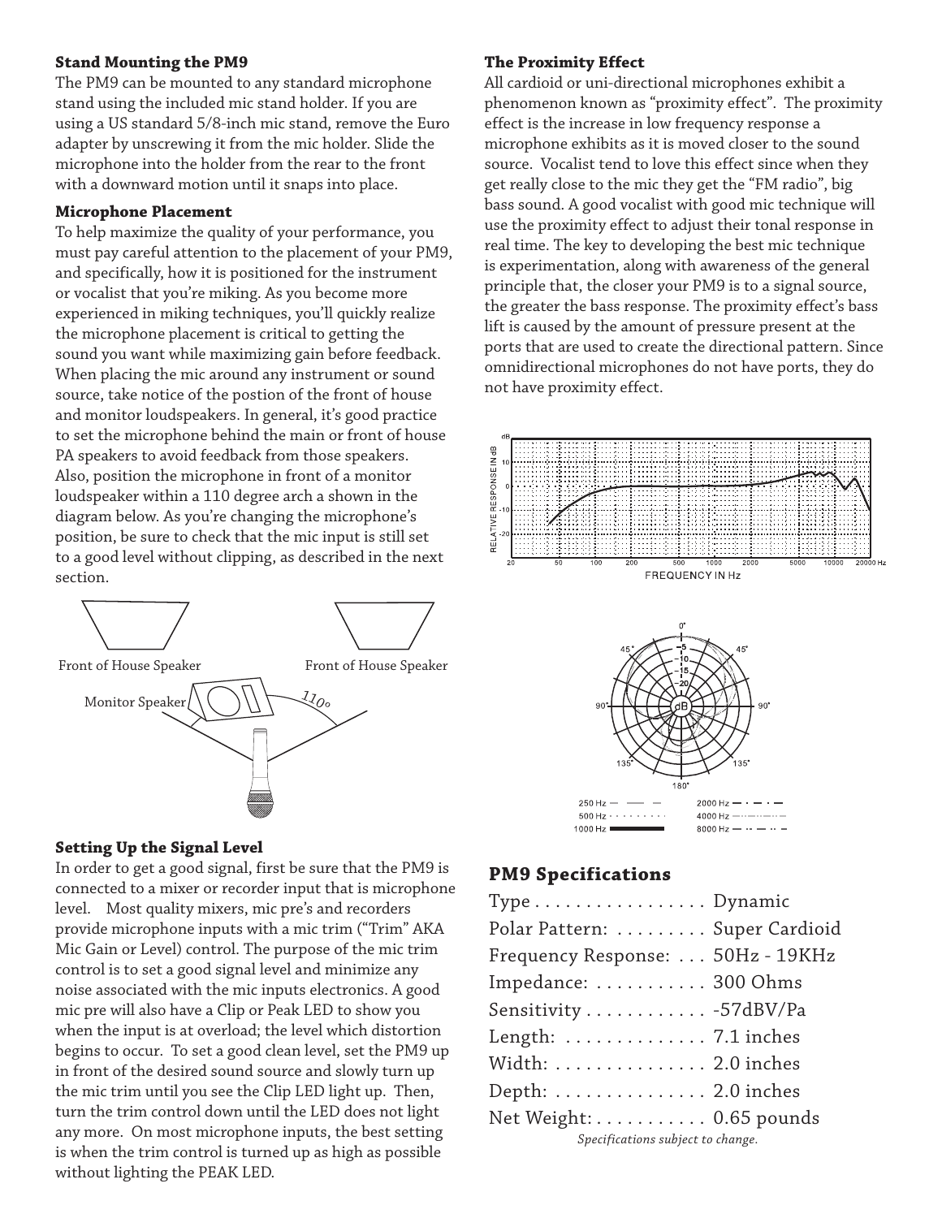### Stand Mounting the PM9

The PM9 can be mounted to any standard microphone stand using the included mic stand holder. If you are using a US standard 5/8-inch mic stand, remove the Euro adapter by unscrewing it from the mic holder. Slide the microphone into the holder from the rear to the front with a downward motion until it snaps into place.

### Microphone Placement

To help maximize the quality of your performance, you must pay careful attention to the placement of your PM9, and specifically, how it is positioned for the instrument or vocalist that you're miking. As you become more experienced in miking techniques, you'll quickly realize the microphone placement is critical to getting the sound you want while maximizing gain before feedback. When placing the mic around any instrument or sound source, take notice of the postion of the front of house and monitor loudspeakers. In general, it's good practice to set the microphone behind the main or front of house PA speakers to avoid feedback from those speakers. Also, position the microphone in front of a monitor loudspeaker within a 110 degree arch a shown in the diagram below. As you're changing the microphone's position, be sure to check that the mic input is still set to a good level without clipping, as described in the next section.

Front of House Speaker

Front of House Speaker

Monitor Speaker

110°

### Setting Up the Signal Level

In order to get a good signal, first be sure that the PM9 is connected to a mixer or recorder input that is microphone level. Most quality mixers, mic pre's and recorders provide microphone inputs with a mic trim ("Trim" AKA Mic Gain or Level) control. The purpose of the mic trim control is to set a good signal level and minimize any noise associated with the mic inputs electronics. A good mic pre will also have a Clip or Peak LED to show you when the input is at overload; the level which distortion begins to occur. To set a good clean level, set the PM9 up in front of the desired sound source and slowly turn up the mic trim until you see the Clip LED light up. Then, turn the trim control down until the LED does not light any more. On most microphone inputs, the best setting is when the trim control is turned up as high as possible without lighting the PEAK LED.

### The Proximity Effect

All cardioid or uni-directional microphones exhibit a phenomenon known as "proximity effect". The proximity effect is the increase in low frequency response a microphone exhibits as it is moved closer to the sound source. Vocalist tend to love this effect since when they get really close to the mic they get the "FM radio", big bass sound. A good vocalist with good mic technique will use the proximity effect to adjust their tonal response in real time. The key to developing the best mic technique is experimentation, along with awareness of the general principle that, the closer your PM9 is to a signal source, the greater the bass response. The proximity effect's bass lift is caused by the amount of pressure present at the ports that are used to create the directional pattern. Since omnidirectional microphones do not have ports, they do not have proximity effect.

dB
10
0
-10
-20
RELATIVE RESPONSE IN dB
20 50 100 200 500 1000 2000 5000 10000 20000 Hz
FREQUENCY IN Hz

0°
45° 45°
5
10
15
20
90° dB 90°
135° 135°
180°

250 Hz
500 Hz
1000 Hz
2000 Hz
4000 Hz
8000 Hz

## PM9 Specifications

| | |
|---|---|
| Type | Dynamic |
| Polar Pattern: | Super Cardioid |
| Frequency Response: | 50Hz - 19KHz |
| Impedance: | 300 Ohms |
| Sensitivity | -57dBV/Pa |
| Length: | 7.1 inches |
| Width: | 2.0 inches |
| Depth: | 2.0 inches |
| Net Weight: | 0.65 pounds |

*Specifications subject to change.*